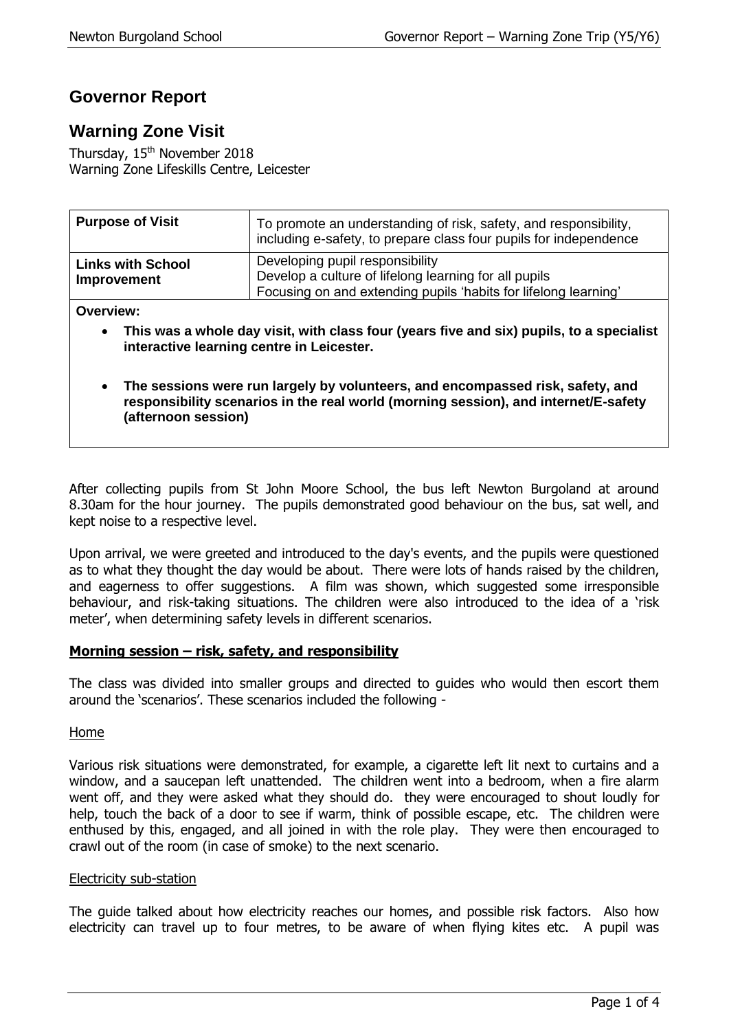# Governor Report

## Warning Zone Visit

Thursday, 15th November 2018
Warning Zone Lifeskills Centre, Leicester

| **Purpose of Visit** | To promote an understanding of risk, safety, and responsibility, including e-safety, to prepare class four pupils for independence |
|---|---|
| **Links with School Improvement** | Developing pupil responsibility<br>Develop a culture of lifelong learning for all pupils<br>Focusing on and extending pupils 'habits for lifelong learning' |

**Overview:**

- **This was a whole day visit, with class four (years five and six) pupils, to a specialist interactive learning centre in Leicester.**
- **The sessions were run largely by volunteers, and encompassed risk, safety, and responsibility scenarios in the real world (morning session), and internet/E-safety (afternoon session)**

After collecting pupils from St John Moore School, the bus left Newton Burgoland at around 8.30am for the hour journey. The pupils demonstrated good behaviour on the bus, sat well, and kept noise to a respective level.

Upon arrival, we were greeted and introduced to the day's events, and the pupils were questioned as to what they thought the day would be about. There were lots of hands raised by the children, and eagerness to offer suggestions. A film was shown, which suggested some irresponsible behaviour, and risk-taking situations. The children were also introduced to the idea of a 'risk meter', when determining safety levels in different scenarios.

### Morning session – risk, safety, and responsibility

The class was divided into smaller groups and directed to guides who would then escort them around the 'scenarios'. These scenarios included the following -

#### Home

Various risk situations were demonstrated, for example, a cigarette left lit next to curtains and a window, and a saucepan left unattended. The children went into a bedroom, when a fire alarm went off, and they were asked what they should do. they were encouraged to shout loudly for help, touch the back of a door to see if warm, think of possible escape, etc. The children were enthused by this, engaged, and all joined in with the role play. They were then encouraged to crawl out of the room (in case of smoke) to the next scenario.

#### Electricity sub-station

The guide talked about how electricity reaches our homes, and possible risk factors. Also how electricity can travel up to four metres, to be aware of when flying kites etc. A pupil was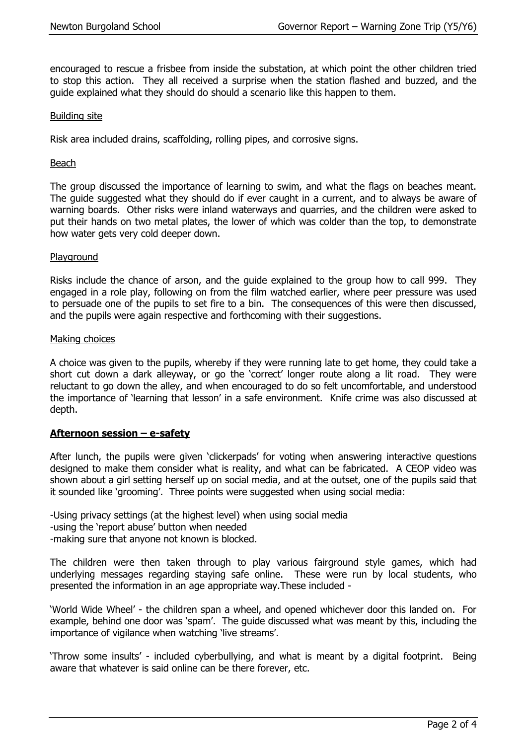encouraged to rescue a frisbee from inside the substation, at which point the other children tried to stop this action. They all received a surprise when the station flashed and buzzed, and the guide explained what they should do should a scenario like this happen to them.

Building site

Risk area included drains, scaffolding, rolling pipes, and corrosive signs.

Beach

The group discussed the importance of learning to swim, and what the flags on beaches meant. The guide suggested what they should do if ever caught in a current, and to always be aware of warning boards. Other risks were inland waterways and quarries, and the children were asked to put their hands on two metal plates, the lower of which was colder than the top, to demonstrate how water gets very cold deeper down.

Playground

Risks include the chance of arson, and the guide explained to the group how to call 999. They engaged in a role play, following on from the film watched earlier, where peer pressure was used to persuade one of the pupils to set fire to a bin. The consequences of this were then discussed, and the pupils were again respective and forthcoming with their suggestions.

Making choices

A choice was given to the pupils, whereby if they were running late to get home, they could take a short cut down a dark alleyway, or go the 'correct' longer route along a lit road. They were reluctant to go down the alley, and when encouraged to do so felt uncomfortable, and understood the importance of 'learning that lesson' in a safe environment. Knife crime was also discussed at depth.

**Afternoon session – e-safety**

After lunch, the pupils were given 'clickerpads' for voting when answering interactive questions designed to make them consider what is reality, and what can be fabricated. A CEOP video was shown about a girl setting herself up on social media, and at the outset, one of the pupils said that it sounded like 'grooming'. Three points were suggested when using social media:

-Using privacy settings (at the highest level) when using social media
-using the 'report abuse' button when needed
-making sure that anyone not known is blocked.

The children were then taken through to play various fairground style games, which had underlying messages regarding staying safe online. These were run by local students, who presented the information in an age appropriate way.These included -

'World Wide Wheel' - the children span a wheel, and opened whichever door this landed on. For example, behind one door was 'spam'. The guide discussed what was meant by this, including the importance of vigilance when watching 'live streams'.

'Throw some insults' - included cyberbullying, and what is meant by a digital footprint. Being aware that whatever is said online can be there forever, etc.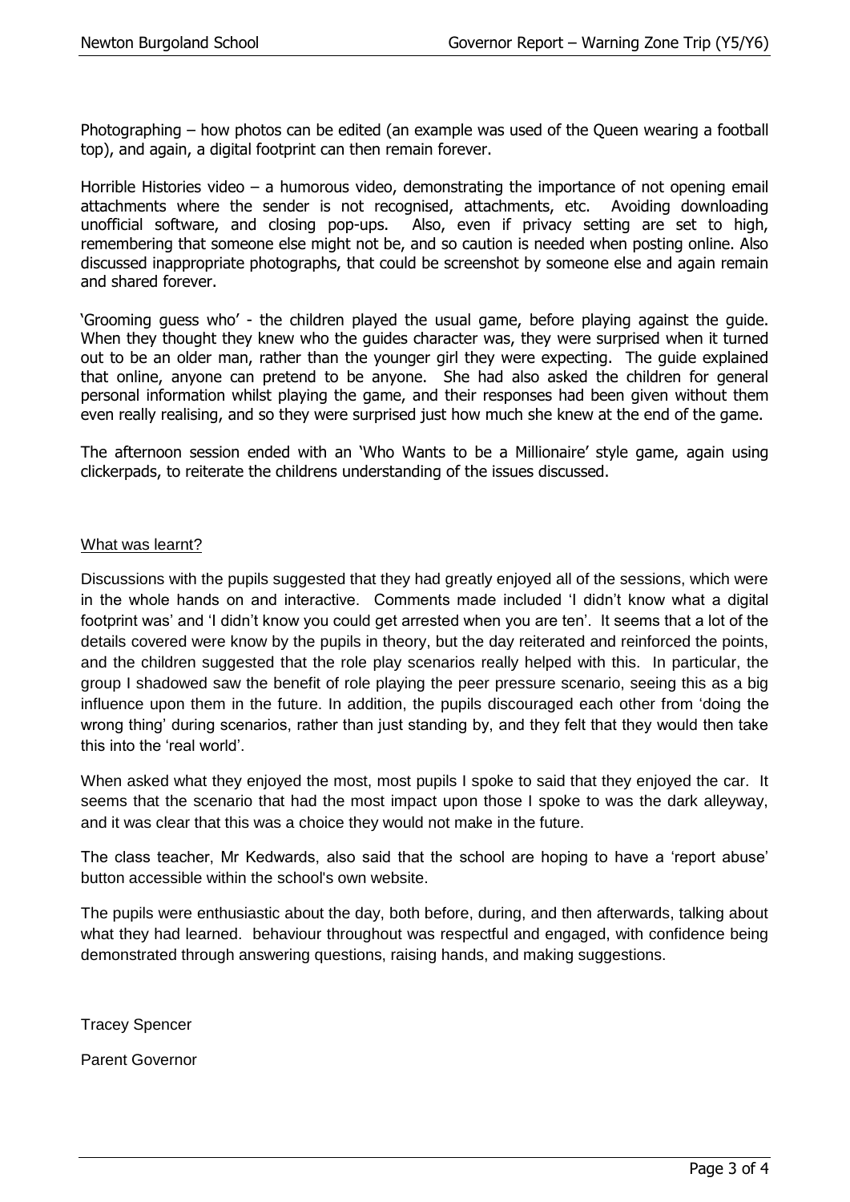Photographing – how photos can be edited (an example was used of the Queen wearing a football top), and again, a digital footprint can then remain forever.

Horrible Histories video – a humorous video, demonstrating the importance of not opening email attachments where the sender is not recognised, attachments, etc. Avoiding downloading unofficial software, and closing pop-ups. Also, even if privacy setting are set to high, remembering that someone else might not be, and so caution is needed when posting online. Also discussed inappropriate photographs, that could be screenshot by someone else and again remain and shared forever.

'Grooming guess who' - the children played the usual game, before playing against the guide. When they thought they knew who the guides character was, they were surprised when it turned out to be an older man, rather than the younger girl they were expecting. The guide explained that online, anyone can pretend to be anyone. She had also asked the children for general personal information whilst playing the game, and their responses had been given without them even really realising, and so they were surprised just how much she knew at the end of the game.

The afternoon session ended with an 'Who Wants to be a Millionaire' style game, again using clickerpads, to reiterate the childrens understanding of the issues discussed.

<u>What was learnt?</u>

Discussions with the pupils suggested that they had greatly enjoyed all of the sessions, which were in the whole hands on and interactive. Comments made included 'I didn't know what a digital footprint was' and 'I didn't know you could get arrested when you are ten'. It seems that a lot of the details covered were know by the pupils in theory, but the day reiterated and reinforced the points, and the children suggested that the role play scenarios really helped with this. In particular, the group I shadowed saw the benefit of role playing the peer pressure scenario, seeing this as a big influence upon them in the future. In addition, the pupils discouraged each other from 'doing the wrong thing' during scenarios, rather than just standing by, and they felt that they would then take this into the 'real world'.

When asked what they enjoyed the most, most pupils I spoke to said that they enjoyed the car. It seems that the scenario that had the most impact upon those I spoke to was the dark alleyway, and it was clear that this was a choice they would not make in the future.

The class teacher, Mr Kedwards, also said that the school are hoping to have a 'report abuse' button accessible within the school's own website.

The pupils were enthusiastic about the day, both before, during, and then afterwards, talking about what they had learned. behaviour throughout was respectful and engaged, with confidence being demonstrated through answering questions, raising hands, and making suggestions.

Tracey Spencer

Parent Governor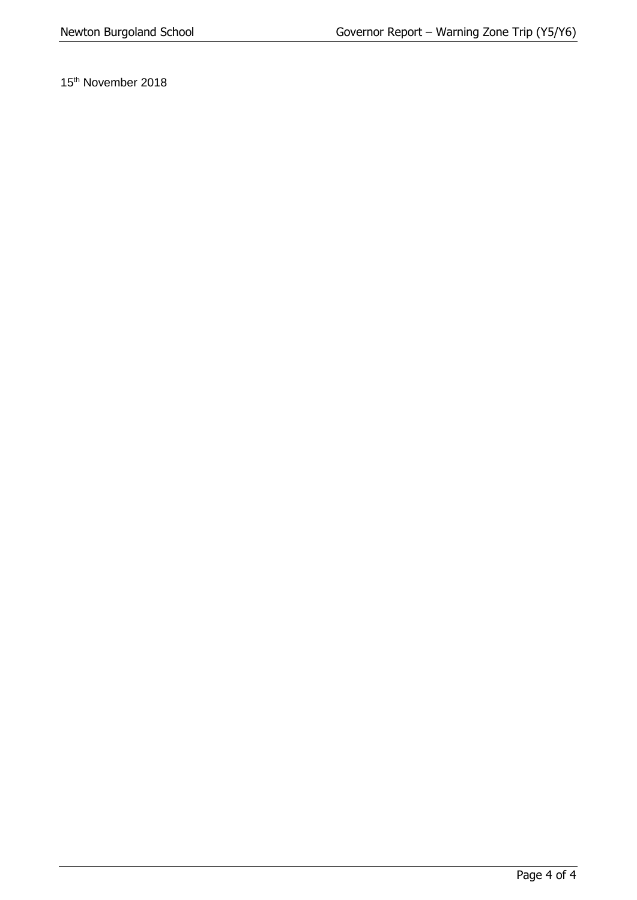15th November 2018